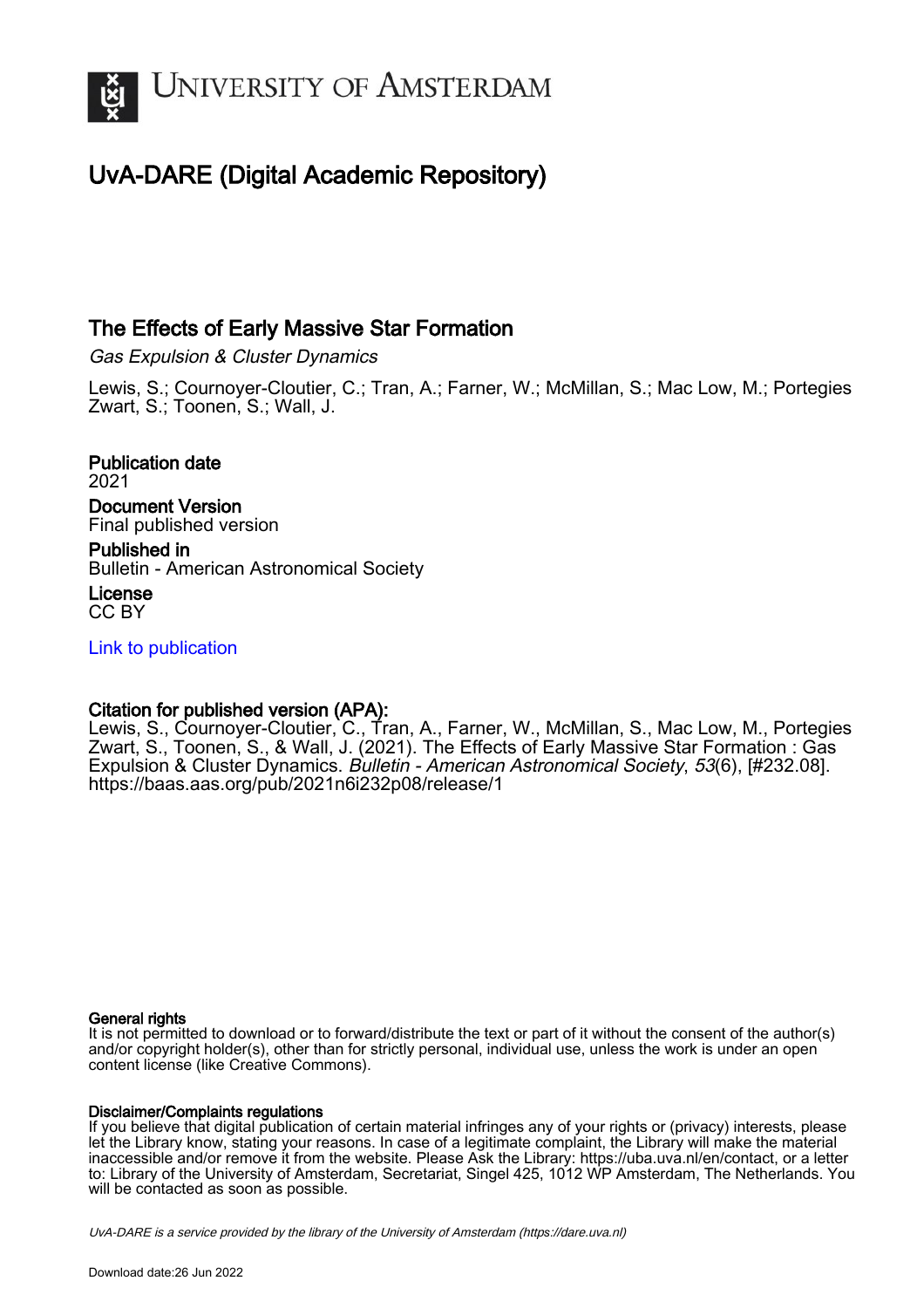# University of Amsterdam

## UvA-DARE (Digital Academic Repository)

### The Effects of Early Massive Star Formation

*Gas Expulsion & Cluster Dynamics*

Lewis, S.; Cournoyer-Cloutier, C.; Tran, A.; Farner, W.; McMillan, S.; Mac Low, M.; Portegies Zwart, S.; Toonen, S.; Wall, J.

**Publication date**
2021

**Document Version**
Final published version

**Published in**
Bulletin - American Astronomical Society

**License**
CC BY

[Link to publication](#)

**Citation for published version (APA):**
Lewis, S., Cournoyer-Cloutier, C., Tran, A., Farner, W., McMillan, S., Mac Low, M., Portegies Zwart, S., Toonen, S., & Wall, J. (2021). The Effects of Early Massive Star Formation : Gas Expulsion & Cluster Dynamics. *Bulletin - American Astronomical Society*, *53*(6), [#232.08]. https://baas.aas.org/pub/2021n6i232p08/release/1

**General rights**
It is not permitted to download or to forward/distribute the text or part of it without the consent of the author(s) and/or copyright holder(s), other than for strictly personal, individual use, unless the work is under an open content license (like Creative Commons).

**Disclaimer/Complaints regulations**
If you believe that digital publication of certain material infringes any of your rights or (privacy) interests, please let the Library know, stating your reasons. In case of a legitimate complaint, the Library will make the material inaccessible and/or remove it from the website. Please Ask the Library: https://uba.uva.nl/en/contact, or a letter to: Library of the University of Amsterdam, Secretariat, Singel 425, 1012 WP Amsterdam, The Netherlands. You will be contacted as soon as possible.

UvA-DARE is a service provided by the library of the University of Amsterdam (https://dare.uva.nl)

Download date:26 Jun 2022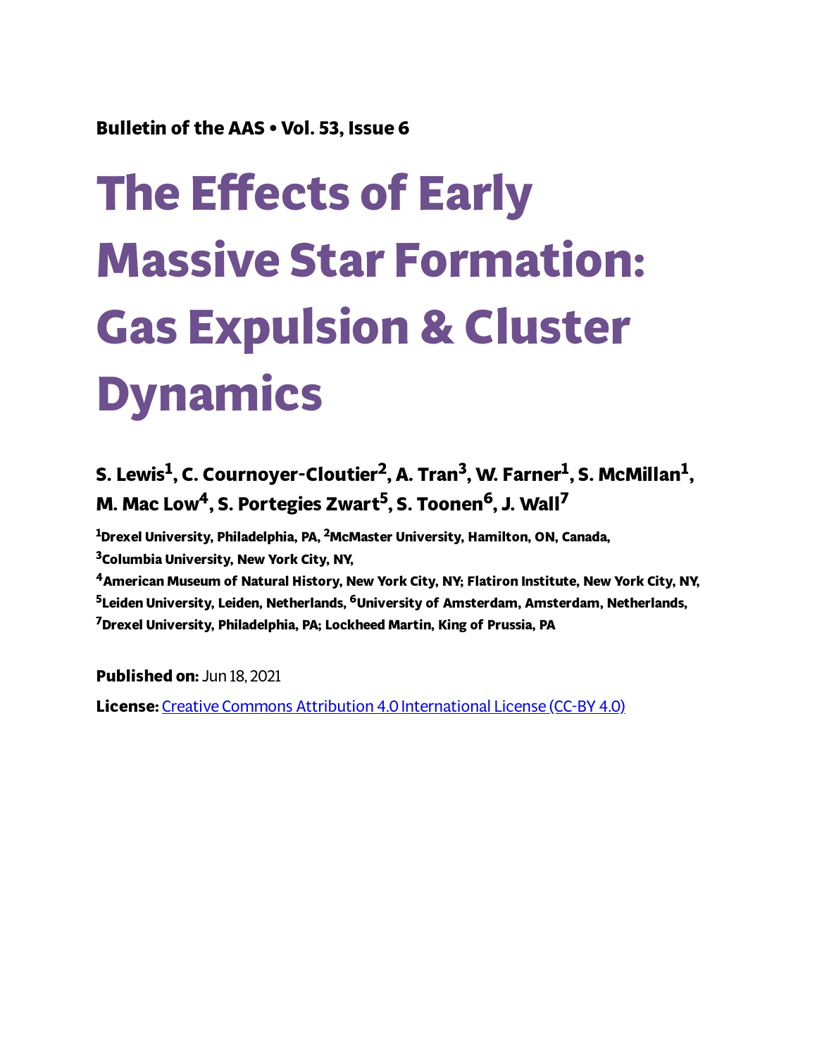**Bulletin of the AAS • Vol. 53, Issue 6**

# The Effects of Early Massive Star Formation: Gas Expulsion & Cluster Dynamics

**S. Lewis[1], C. Cournoyer-Cloutier[2], A. Tran[3], W. Farner[1], S. McMillan[1], M. Mac Low[4], S. Portegies Zwart[5], S. Toonen[6], J. Wall[7]**

[1]Drexel University, Philadelphia, PA, [2]McMaster University, Hamilton, ON, Canada,
[3]Columbia University, New York City, NY,
[4]American Museum of Natural History, New York City, NY; Flatiron Institute, New York City, NY,
[5]Leiden University, Leiden, Netherlands, [6]University of Amsterdam, Amsterdam, Netherlands,
[7]Drexel University, Philadelphia, PA; Lockheed Martin, King of Prussia, PA

**Published on:** Jun 18, 2021

**License:** Creative Commons Attribution 4.0 International License (CC-BY 4.0)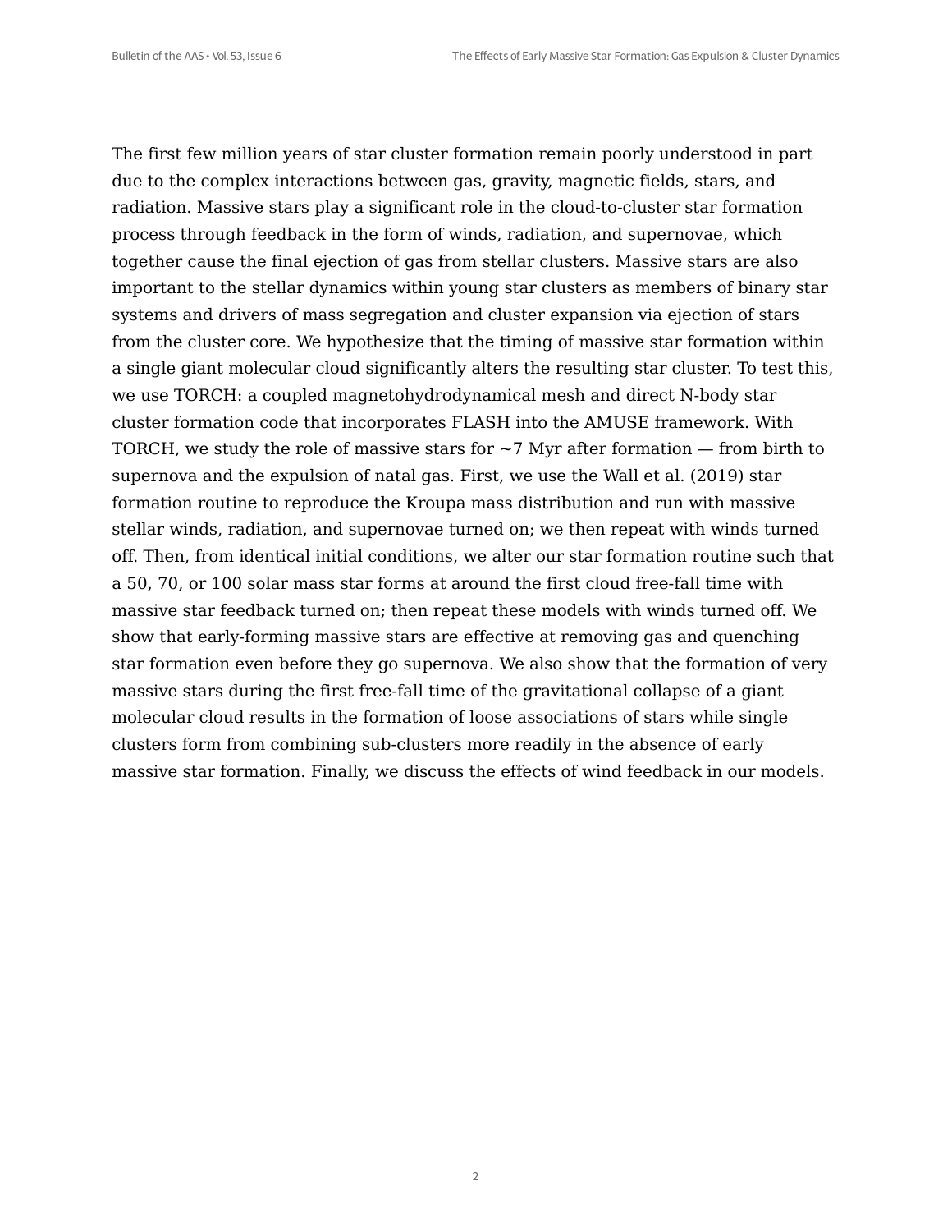The first few million years of star cluster formation remain poorly understood in part due to the complex interactions between gas, gravity, magnetic fields, stars, and radiation. Massive stars play a significant role in the cloud-to-cluster star formation process through feedback in the form of winds, radiation, and supernovae, which together cause the final ejection of gas from stellar clusters. Massive stars are also important to the stellar dynamics within young star clusters as members of binary star systems and drivers of mass segregation and cluster expansion via ejection of stars from the cluster core. We hypothesize that the timing of massive star formation within a single giant molecular cloud significantly alters the resulting star cluster. To test this, we use TORCH: a coupled magnetohydrodynamical mesh and direct N-body star cluster formation code that incorporates FLASH into the AMUSE framework. With TORCH, we study the role of massive stars for ~7 Myr after formation — from birth to supernova and the expulsion of natal gas. First, we use the Wall et al. (2019) star formation routine to reproduce the Kroupa mass distribution and run with massive stellar winds, radiation, and supernovae turned on; we then repeat with winds turned off. Then, from identical initial conditions, we alter our star formation routine such that a 50, 70, or 100 solar mass star forms at around the first cloud free-fall time with massive star feedback turned on; then repeat these models with winds turned off. We show that early-forming massive stars are effective at removing gas and quenching star formation even before they go supernova. We also show that the formation of very massive stars during the first free-fall time of the gravitational collapse of a giant molecular cloud results in the formation of loose associations of stars while single clusters form from combining sub-clusters more readily in the absence of early massive star formation. Finally, we discuss the effects of wind feedback in our models.